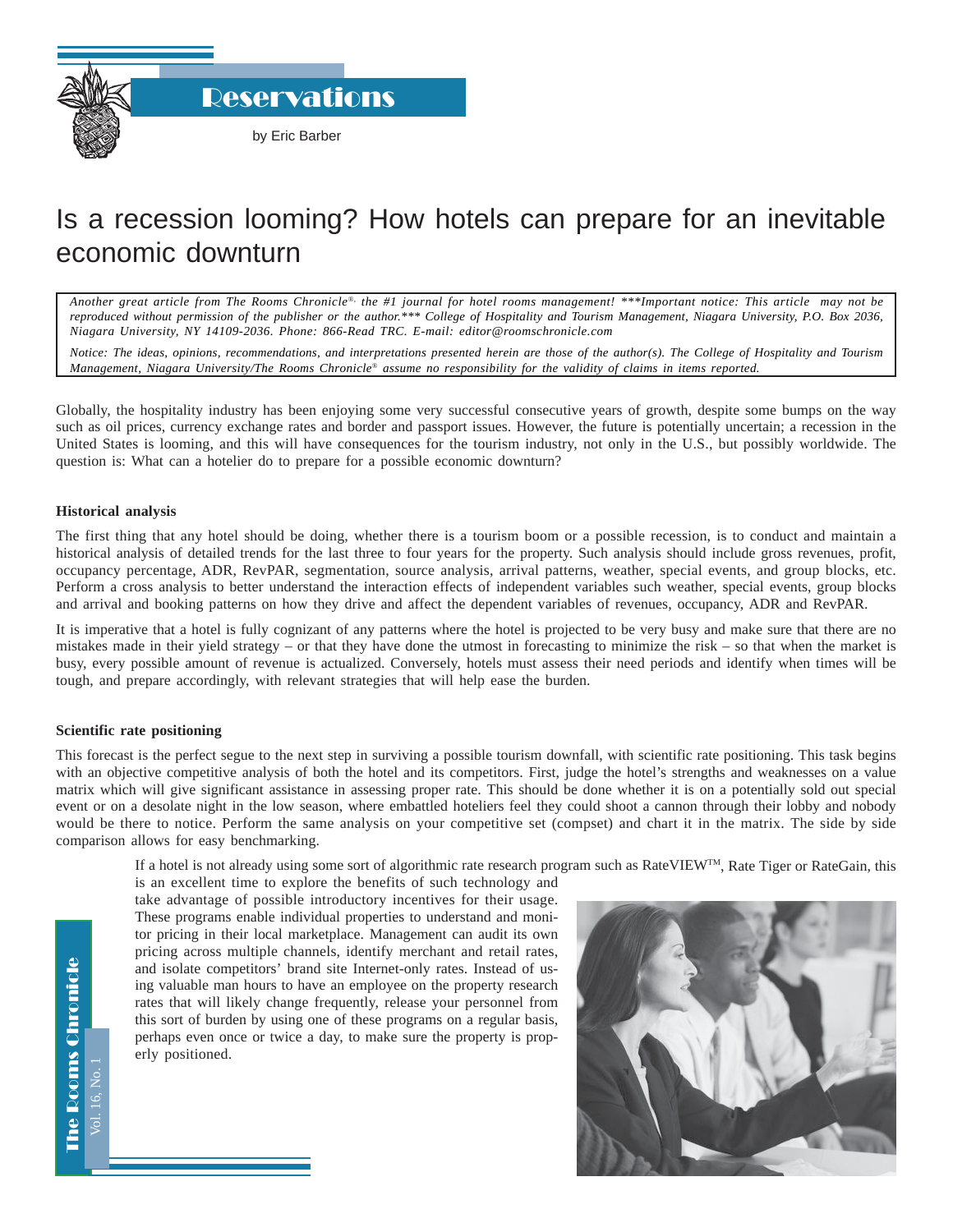# Reservations

by Eric Barber

## Is a recession looming? How hotels can prepare for an inevitable economic downturn

*Another great article from The Rooms Chronicle®, the #1 journal for hotel rooms management! \*\*\*Important notice: This article may not be reproduced without permission of the publisher or the author.\*\*\* College of Hospitality and Tourism Management, Niagara University, P.O. Box 2036, Niagara University, NY 14109-2036. Phone: 866-Read TRC. E-mail: editor@roomschronicle.com*

*Notice: The ideas, opinions, recommendations, and interpretations presented herein are those of the author(s). The College of Hospitality and Tourism Management, Niagara University/The Rooms Chronicle® assume no responsibility for the validity of claims in items reported.*

Globally, the hospitality industry has been enjoying some very successful consecutive years of growth, despite some bumps on the way such as oil prices, currency exchange rates and border and passport issues. However, the future is potentially uncertain; a recession in the United States is looming, and this will have consequences for the tourism industry, not only in the U.S., but possibly worldwide. The question is: What can a hotelier do to prepare for a possible economic downturn?

### Historical analysis

The first thing that any hotel should be doing, whether there is a tourism boom or a possible recession, is to conduct and maintain a historical analysis of detailed trends for the last three to four years for the property. Such analysis should include gross revenues, profit, occupancy percentage, ADR, RevPAR, segmentation, source analysis, arrival patterns, weather, special events, and group blocks, etc. Perform a cross analysis to better understand the interaction effects of independent variables such weather, special events, group blocks and arrival and booking patterns on how they drive and affect the dependent variables of revenues, occupancy, ADR and RevPAR.

It is imperative that a hotel is fully cognizant of any patterns where the hotel is projected to be very busy and make sure that there are no mistakes made in their yield strategy – or that they have done the utmost in forecasting to minimize the risk – so that when the market is busy, every possible amount of revenue is actualized. Conversely, hotels must assess their need periods and identify when times will be tough, and prepare accordingly, with relevant strategies that will help ease the burden.

### Scientific rate positioning

This forecast is the perfect segue to the next step in surviving a possible tourism downfall, with scientific rate positioning. This task begins with an objective competitive analysis of both the hotel and its competitors. First, judge the hotel's strengths and weaknesses on a value matrix which will give significant assistance in assessing proper rate. This should be done whether it is on a potentially sold out special event or on a desolate night in the low season, where embattled hoteliers feel they could shoot a cannon through their lobby and nobody would be there to notice. Perform the same analysis on your competitive set (compset) and chart it in the matrix. The side by side comparison allows for easy benchmarking.

If a hotel is not already using some sort of algorithmic rate research program such as RateVIEW™, Rate Tiger or RateGain, this is an excellent time to explore the benefits of such technology and take advantage of possible introductory incentives for their usage. These programs enable individual properties to understand and monitor pricing in their local marketplace. Management can audit its own pricing across multiple channels, identify merchant and retail rates, and isolate competitors' brand site Internet-only rates. Instead of using valuable man hours to have an employee on the property research rates that will likely change frequently, release your personnel from this sort of burden by using one of these programs on a regular basis, perhaps even once or twice a day, to make sure the property is properly positioned.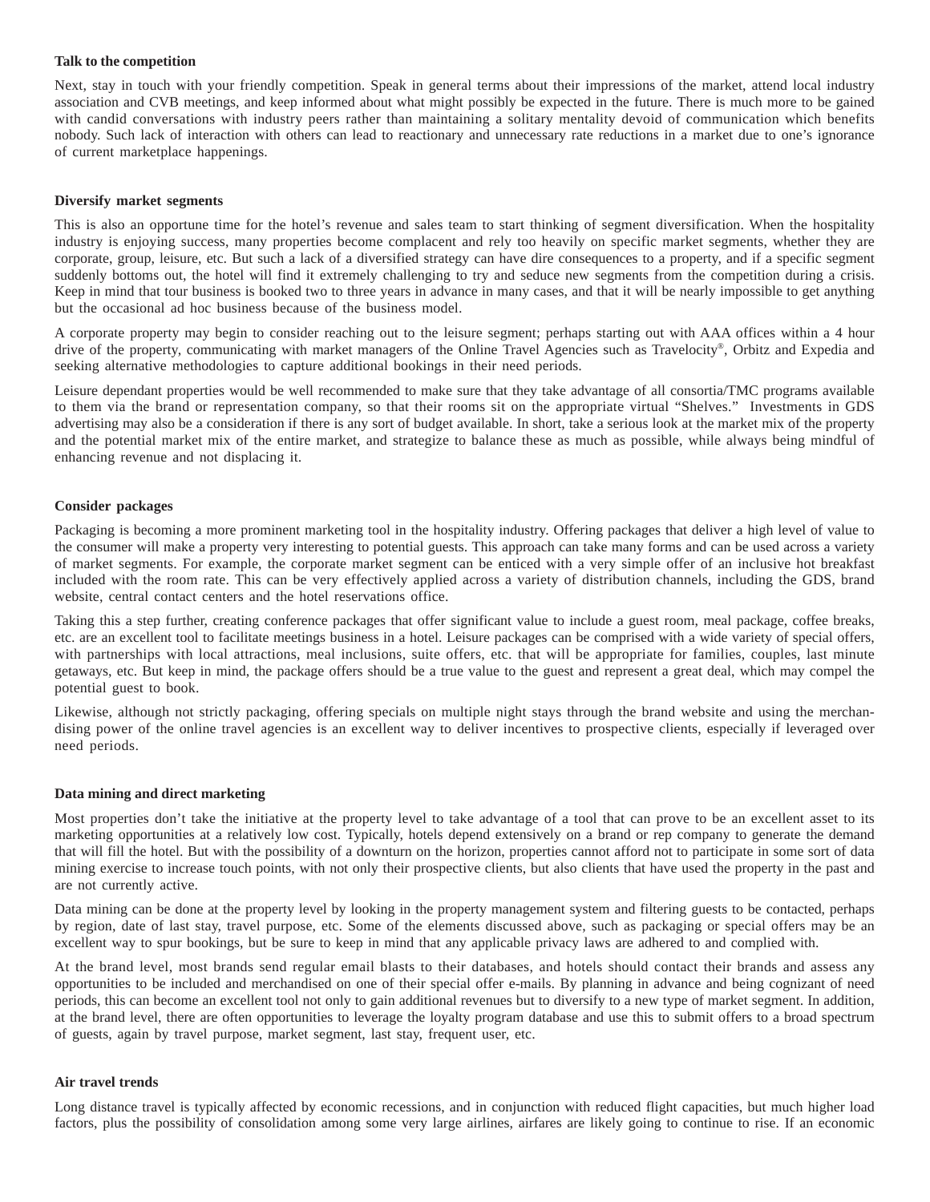**Talk to the competition**

Next, stay in touch with your friendly competition. Speak in general terms about their impressions of the market, attend local industry association and CVB meetings, and keep informed about what might possibly be expected in the future. There is much more to be gained with candid conversations with industry peers rather than maintaining a solitary mentality devoid of communication which benefits nobody. Such lack of interaction with others can lead to reactionary and unnecessary rate reductions in a market due to one's ignorance of current marketplace happenings.

**Diversify market segments**

This is also an opportune time for the hotel's revenue and sales team to start thinking of segment diversification. When the hospitality industry is enjoying success, many properties become complacent and rely too heavily on specific market segments, whether they are corporate, group, leisure, etc. But such a lack of a diversified strategy can have dire consequences to a property, and if a specific segment suddenly bottoms out, the hotel will find it extremely challenging to try and seduce new segments from the competition during a crisis. Keep in mind that tour business is booked two to three years in advance in many cases, and that it will be nearly impossible to get anything but the occasional ad hoc business because of the business model.

A corporate property may begin to consider reaching out to the leisure segment; perhaps starting out with AAA offices within a 4 hour drive of the property, communicating with market managers of the Online Travel Agencies such as Travelocity®, Orbitz and Expedia and seeking alternative methodologies to capture additional bookings in their need periods.

Leisure dependant properties would be well recommended to make sure that they take advantage of all consortia/TMC programs available to them via the brand or representation company, so that their rooms sit on the appropriate virtual "Shelves." Investments in GDS advertising may also be a consideration if there is any sort of budget available. In short, take a serious look at the market mix of the property and the potential market mix of the entire market, and strategize to balance these as much as possible, while always being mindful of enhancing revenue and not displacing it.

**Consider packages**

Packaging is becoming a more prominent marketing tool in the hospitality industry. Offering packages that deliver a high level of value to the consumer will make a property very interesting to potential guests. This approach can take many forms and can be used across a variety of market segments. For example, the corporate market segment can be enticed with a very simple offer of an inclusive hot breakfast included with the room rate. This can be very effectively applied across a variety of distribution channels, including the GDS, brand website, central contact centers and the hotel reservations office.

Taking this a step further, creating conference packages that offer significant value to include a guest room, meal package, coffee breaks, etc. are an excellent tool to facilitate meetings business in a hotel. Leisure packages can be comprised with a wide variety of special offers, with partnerships with local attractions, meal inclusions, suite offers, etc. that will be appropriate for families, couples, last minute getaways, etc. But keep in mind, the package offers should be a true value to the guest and represent a great deal, which may compel the potential guest to book.

Likewise, although not strictly packaging, offering specials on multiple night stays through the brand website and using the merchandising power of the online travel agencies is an excellent way to deliver incentives to prospective clients, especially if leveraged over need periods.

**Data mining and direct marketing**

Most properties don't take the initiative at the property level to take advantage of a tool that can prove to be an excellent asset to its marketing opportunities at a relatively low cost. Typically, hotels depend extensively on a brand or rep company to generate the demand that will fill the hotel. But with the possibility of a downturn on the horizon, properties cannot afford not to participate in some sort of data mining exercise to increase touch points, with not only their prospective clients, but also clients that have used the property in the past and are not currently active.

Data mining can be done at the property level by looking in the property management system and filtering guests to be contacted, perhaps by region, date of last stay, travel purpose, etc. Some of the elements discussed above, such as packaging or special offers may be an excellent way to spur bookings, but be sure to keep in mind that any applicable privacy laws are adhered to and complied with.

At the brand level, most brands send regular email blasts to their databases, and hotels should contact their brands and assess any opportunities to be included and merchandised on one of their special offer e-mails. By planning in advance and being cognizant of need periods, this can become an excellent tool not only to gain additional revenues but to diversify to a new type of market segment. In addition, at the brand level, there are often opportunities to leverage the loyalty program database and use this to submit offers to a broad spectrum of guests, again by travel purpose, market segment, last stay, frequent user, etc.

**Air travel trends**

Long distance travel is typically affected by economic recessions, and in conjunction with reduced flight capacities, but much higher load factors, plus the possibility of consolidation among some very large airlines, airfares are likely going to continue to rise. If an economic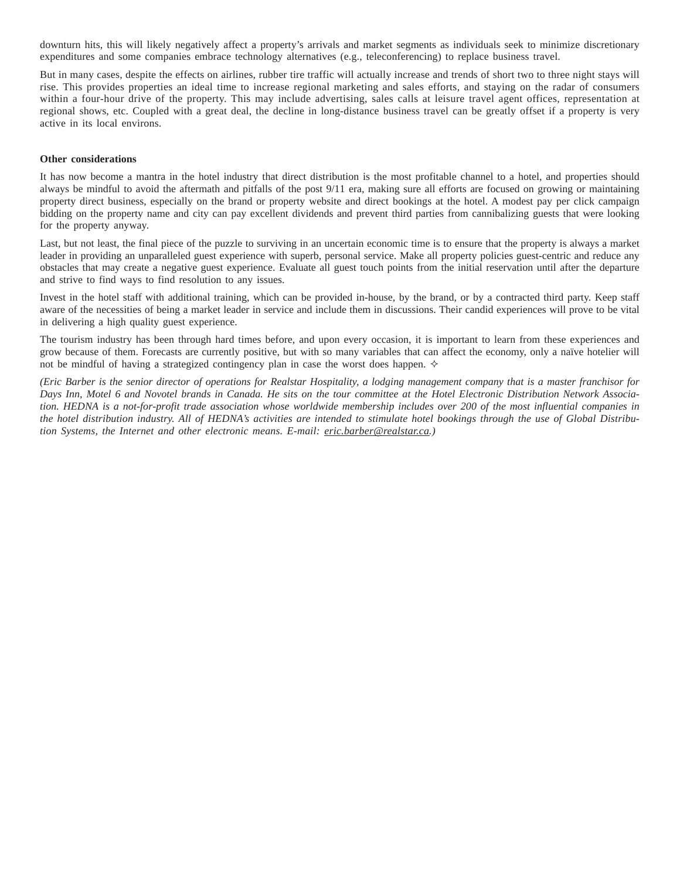downturn hits, this will likely negatively affect a property's arrivals and market segments as individuals seek to minimize discretionary expenditures and some companies embrace technology alternatives (e.g., teleconferencing) to replace business travel.

But in many cases, despite the effects on airlines, rubber tire traffic will actually increase and trends of short two to three night stays will rise. This provides properties an ideal time to increase regional marketing and sales efforts, and staying on the radar of consumers within a four-hour drive of the property. This may include advertising, sales calls at leisure travel agent offices, representation at regional shows, etc. Coupled with a great deal, the decline in long-distance business travel can be greatly offset if a property is very active in its local environs.

**Other considerations**

It has now become a mantra in the hotel industry that direct distribution is the most profitable channel to a hotel, and properties should always be mindful to avoid the aftermath and pitfalls of the post 9/11 era, making sure all efforts are focused on growing or maintaining property direct business, especially on the brand or property website and direct bookings at the hotel. A modest pay per click campaign bidding on the property name and city can pay excellent dividends and prevent third parties from cannibalizing guests that were looking for the property anyway.

Last, but not least, the final piece of the puzzle to surviving in an uncertain economic time is to ensure that the property is always a market leader in providing an unparalleled guest experience with superb, personal service. Make all property policies guest-centric and reduce any obstacles that may create a negative guest experience. Evaluate all guest touch points from the initial reservation until after the departure and strive to find ways to find resolution to any issues.

Invest in the hotel staff with additional training, which can be provided in-house, by the brand, or by a contracted third party. Keep staff aware of the necessities of being a market leader in service and include them in discussions. Their candid experiences will prove to be vital in delivering a high quality guest experience.

The tourism industry has been through hard times before, and upon every occasion, it is important to learn from these experiences and grow because of them. Forecasts are currently positive, but with so many variables that can affect the economy, only a naïve hotelier will not be mindful of having a strategized contingency plan in case the worst does happen. ✧

*(Eric Barber is the senior director of operations for Realstar Hospitality, a lodging management company that is a master franchisor for Days Inn, Motel 6 and Novotel brands in Canada. He sits on the tour committee at the Hotel Electronic Distribution Network Association. HEDNA is a not-for-profit trade association whose worldwide membership includes over 200 of the most influential companies in the hotel distribution industry. All of HEDNA's activities are intended to stimulate hotel bookings through the use of Global Distribution Systems, the Internet and other electronic means. E-mail: eric.barber@realstar.ca.)*